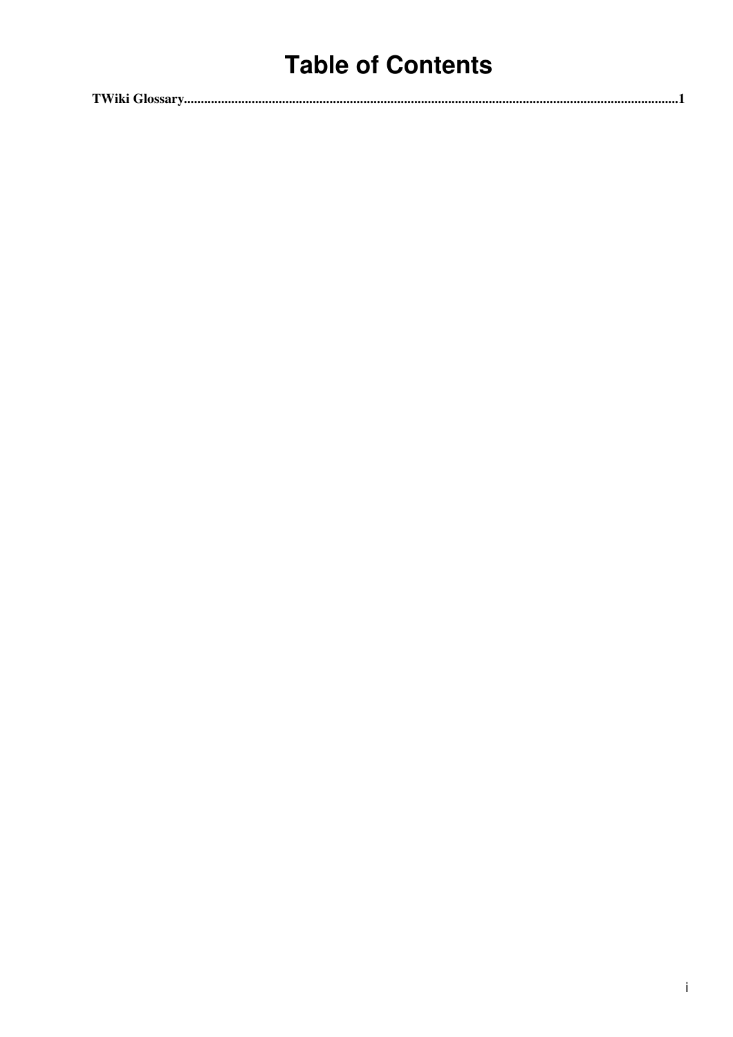# Table of Contents

**TWiki Glossary.....................................................................................................................................................1**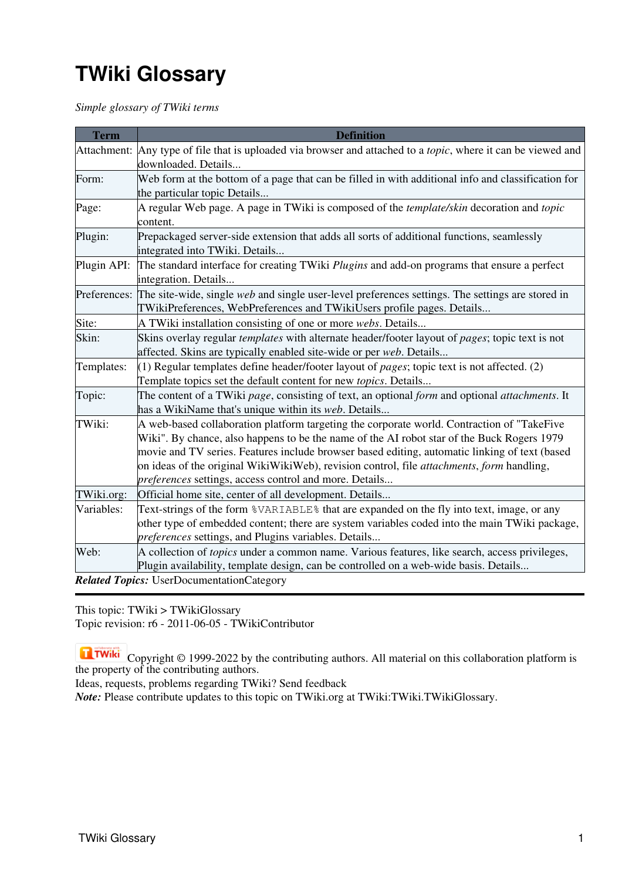# TWiki Glossary

*Simple glossary of TWiki terms*

| Term | Definition |
|---|---|
| Attachment: | Any type of file that is uploaded via browser and attached to a *topic*, where it can be viewed and downloaded. Details... |
| Form: | Web form at the bottom of a page that can be filled in with additional info and classification for the particular topic Details... |
| Page: | A regular Web page. A page in TWiki is composed of the *template/skin* decoration and *topic* content. |
| Plugin: | Prepackaged server-side extension that adds all sorts of additional functions, seamlessly integrated into TWiki. Details... |
| Plugin API: | The standard interface for creating TWiki *Plugins* and add-on programs that ensure a perfect integration. Details... |
| Preferences: | The site-wide, single *web* and single user-level preferences settings. The settings are stored in TWikiPreferences, WebPreferences and TWikiUsers profile pages. Details... |
| Site: | A TWiki installation consisting of one or more *webs*. Details... |
| Skin: | Skins overlay regular *templates* with alternate header/footer layout of *pages*; topic text is not affected. Skins are typically enabled site-wide or per *web*. Details... |
| Templates: | (1) Regular templates define header/footer layout of *pages*; topic text is not affected. (2) Template topics set the default content for new *topics*. Details... |
| Topic: | The content of a TWiki *page*, consisting of text, an optional *form* and optional *attachments*. It has a WikiName that's unique within its *web*. Details... |
| TWiki: | A web-based collaboration platform targeting the corporate world. Contraction of "TakeFive Wiki". By chance, also happens to be the name of the AI robot star of the Buck Rogers 1979 movie and TV series. Features include browser based editing, automatic linking of text (based on ideas of the original WikiWikiWeb), revision control, file *attachments*, *form* handling, *preferences* settings, access control and more. Details... |
| TWiki.org: | Official home site, center of all development. Details... |
| Variables: | Text-strings of the form `%VARIABLE%` that are expanded on the fly into text, image, or any other type of embedded content; there are system variables coded into the main TWiki package, *preferences* settings, and Plugins variables. Details... |
| Web: | A collection of *topics* under a common name. Various features, like search, access privileges, Plugin availability, template design, can be controlled on a web-wide basis. Details... |

***Related Topics:*** UserDocumentationCategory

---

This topic: TWiki > TWikiGlossary
Topic revision: r6 - 2011-06-05 - TWikiContributor

Copyright © 1999-2022 by the contributing authors. All material on this collaboration platform is the property of the contributing authors.
Ideas, requests, problems regarding TWiki? Send feedback
***Note:*** Please contribute updates to this topic on TWiki.org at TWiki:TWiki.TWikiGlossary.